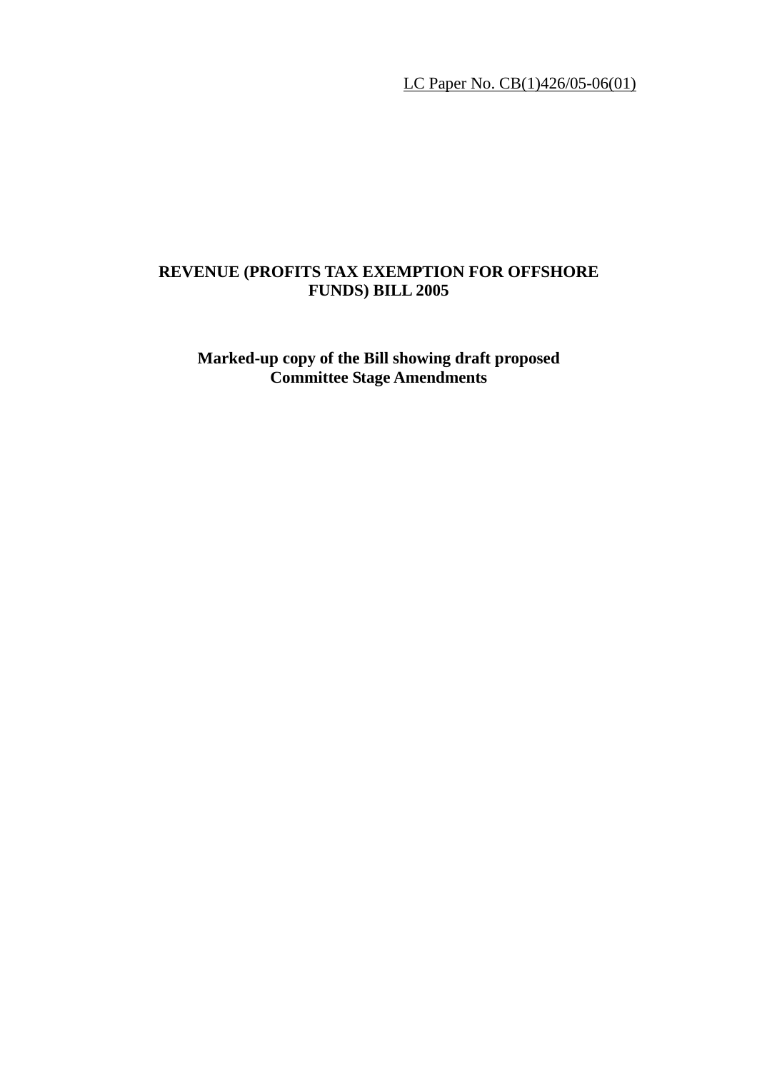LC Paper No. CB(1)426/05-06(01)

# REVENUE (PROFITS TAX EXEMPTION FOR OFFSHORE FUNDS) BILL 2005

## Marked-up copy of the Bill showing draft proposed Committee Stage Amendments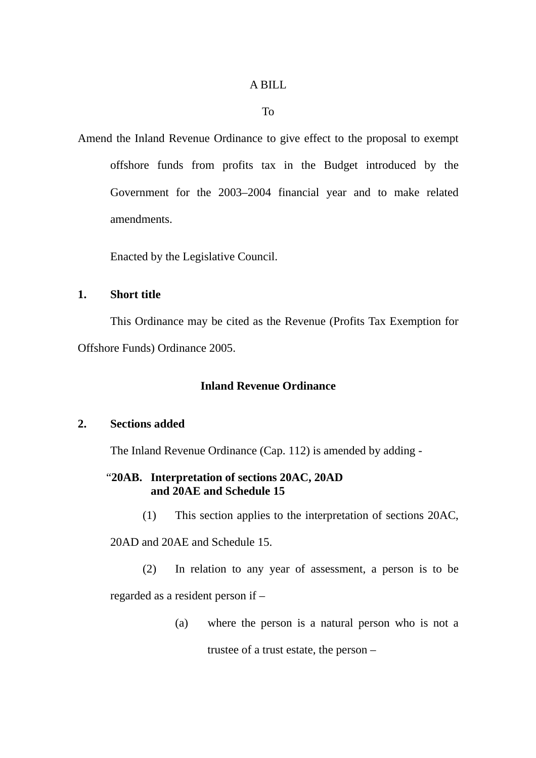A BILL

To

Amend the Inland Revenue Ordinance to give effect to the proposal to exempt offshore funds from profits tax in the Budget introduced by the Government for the 2003–2004 financial year and to make related amendments.

Enacted by the Legislative Council.

**1. Short title**

This Ordinance may be cited as the Revenue (Profits Tax Exemption for Offshore Funds) Ordinance 2005.

**Inland Revenue Ordinance**

**2. Sections added**

The Inland Revenue Ordinance (Cap. 112) is amended by adding -

"**20AB. Interpretation of sections 20AC, 20AD and 20AE and Schedule 15**

(1) This section applies to the interpretation of sections 20AC, 20AD and 20AE and Schedule 15.

(2) In relation to any year of assessment, a person is to be regarded as a resident person if –

(a) where the person is a natural person who is not a trustee of a trust estate, the person –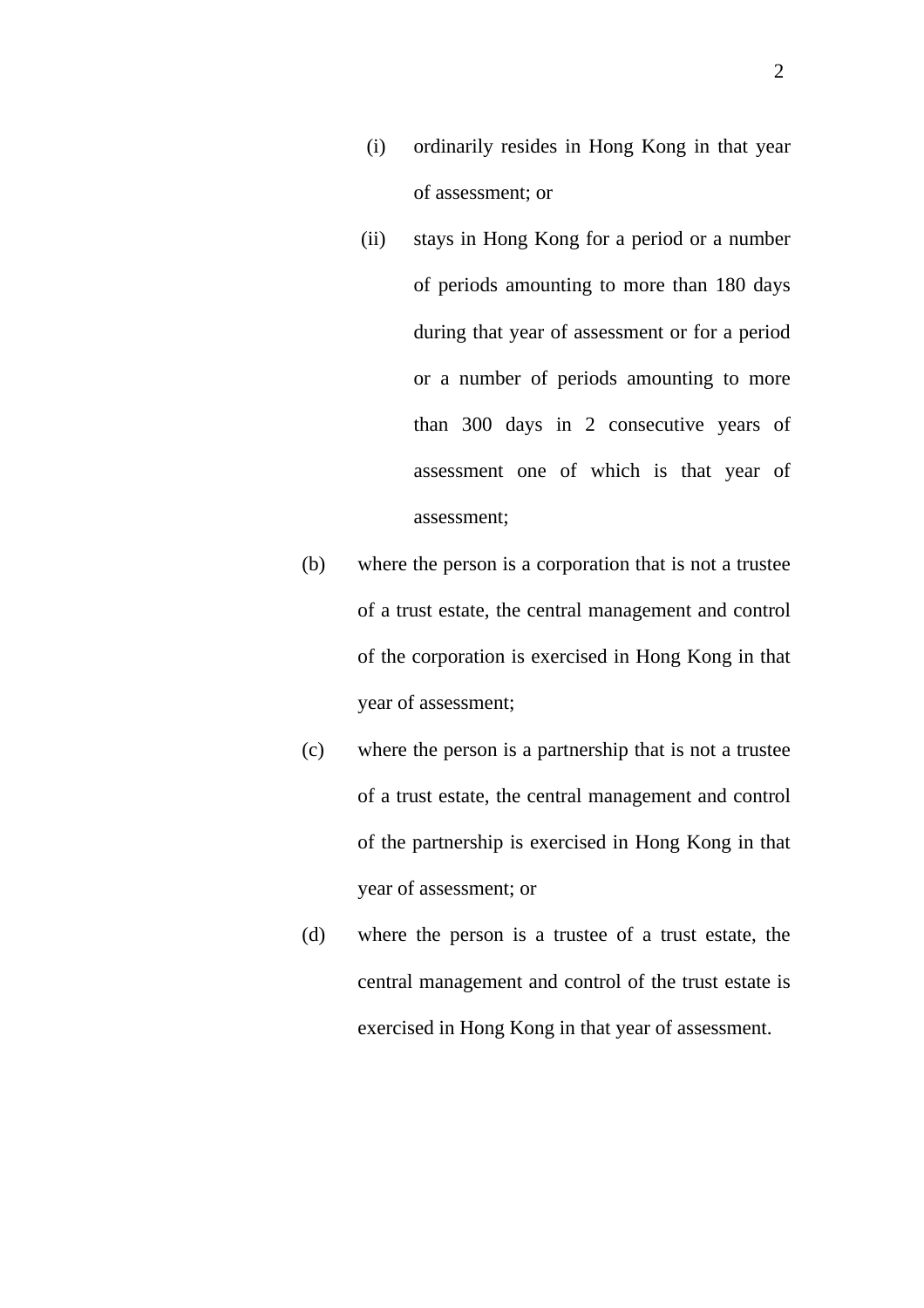(i) ordinarily resides in Hong Kong in that year of assessment; or

(ii) stays in Hong Kong for a period or a number of periods amounting to more than 180 days during that year of assessment or for a period or a number of periods amounting to more than 300 days in 2 consecutive years of assessment one of which is that year of assessment;

(b) where the person is a corporation that is not a trustee of a trust estate, the central management and control of the corporation is exercised in Hong Kong in that year of assessment;

(c) where the person is a partnership that is not a trustee of a trust estate, the central management and control of the partnership is exercised in Hong Kong in that year of assessment; or

(d) where the person is a trustee of a trust estate, the central management and control of the trust estate is exercised in Hong Kong in that year of assessment.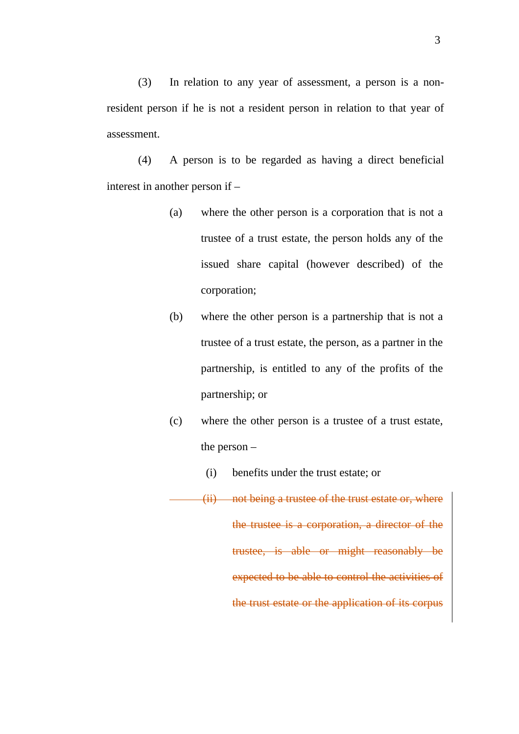(3) In relation to any year of assessment, a person is a non-resident person if he is not a resident person in relation to that year of assessment.

(4) A person is to be regarded as having a direct beneficial interest in another person if –

(a) where the other person is a corporation that is not a trustee of a trust estate, the person holds any of the issued share capital (however described) of the corporation;

(b) where the other person is a partnership that is not a trustee of a trust estate, the person, as a partner in the partnership, is entitled to any of the profits of the partnership; or

(c) where the other person is a trustee of a trust estate, the person –

(i) benefits under the trust estate; or

~~(ii) not being a trustee of the trust estate or, where the trustee is a corporation, a director of the trustee, is able or might reasonably be expected to be able to control the activities of the trust estate or the application of its corpus~~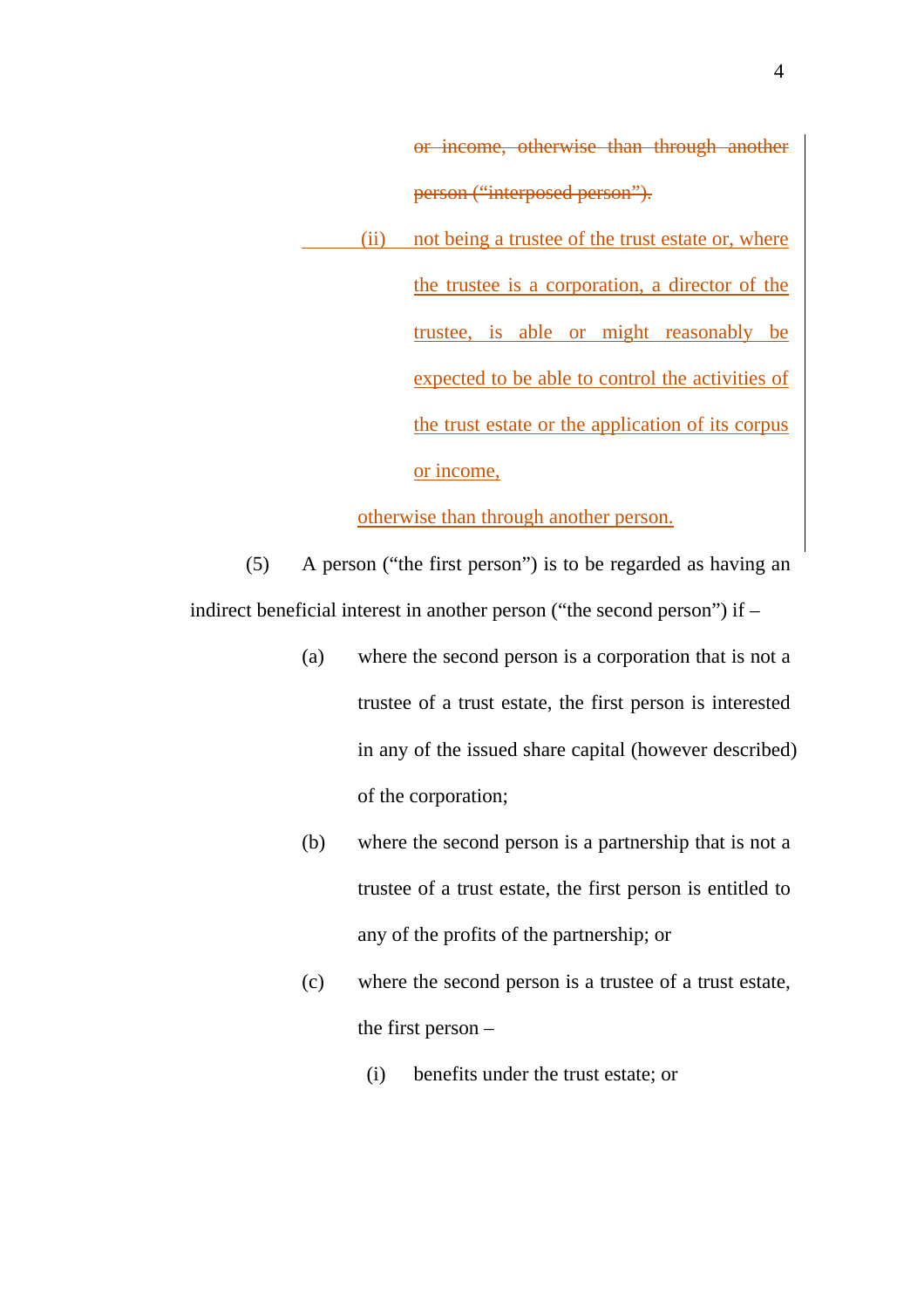~~or income, otherwise than through another person ("interposed person").~~

(ii) not being a trustee of the trust estate or, where the trustee is a corporation, a director of the trustee, is able or might reasonably be expected to be able to control the activities of the trust estate or the application of its corpus or income,

otherwise than through another person.

(5) A person ("the first person") is to be regarded as having an indirect beneficial interest in another person ("the second person") if –

(a) where the second person is a corporation that is not a trustee of a trust estate, the first person is interested in any of the issued share capital (however described) of the corporation;

(b) where the second person is a partnership that is not a trustee of a trust estate, the first person is entitled to any of the profits of the partnership; or

(c) where the second person is a trustee of a trust estate, the first person –

(i) benefits under the trust estate; or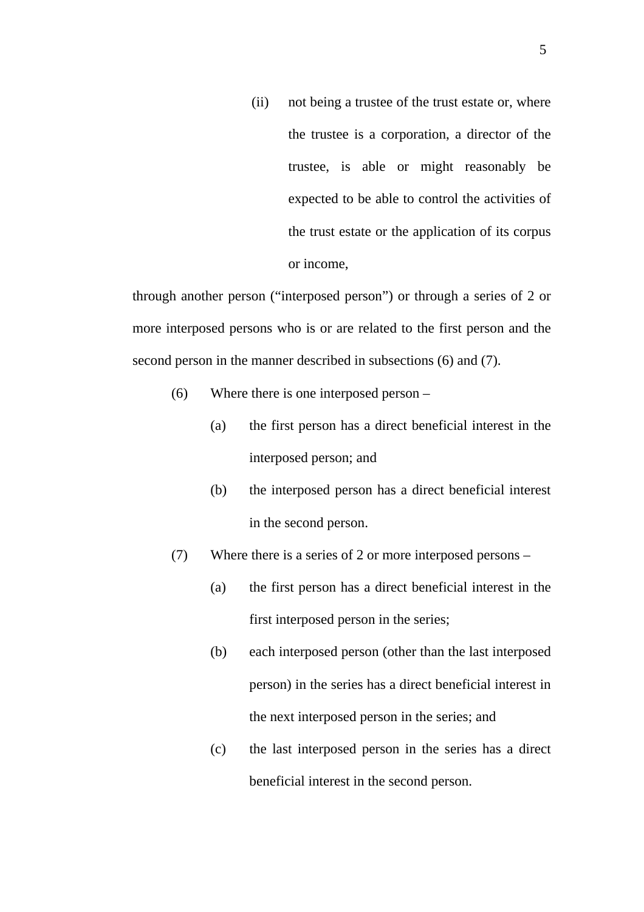(ii) not being a trustee of the trust estate or, where the trustee is a corporation, a director of the trustee, is able or might reasonably be expected to be able to control the activities of the trust estate or the application of its corpus or income,

through another person ("interposed person") or through a series of 2 or more interposed persons who is or are related to the first person and the second person in the manner described in subsections (6) and (7).

(6) Where there is one interposed person –

(a) the first person has a direct beneficial interest in the interposed person; and

(b) the interposed person has a direct beneficial interest in the second person.

(7) Where there is a series of 2 or more interposed persons –

(a) the first person has a direct beneficial interest in the first interposed person in the series;

(b) each interposed person (other than the last interposed person) in the series has a direct beneficial interest in the next interposed person in the series; and

(c) the last interposed person in the series has a direct beneficial interest in the second person.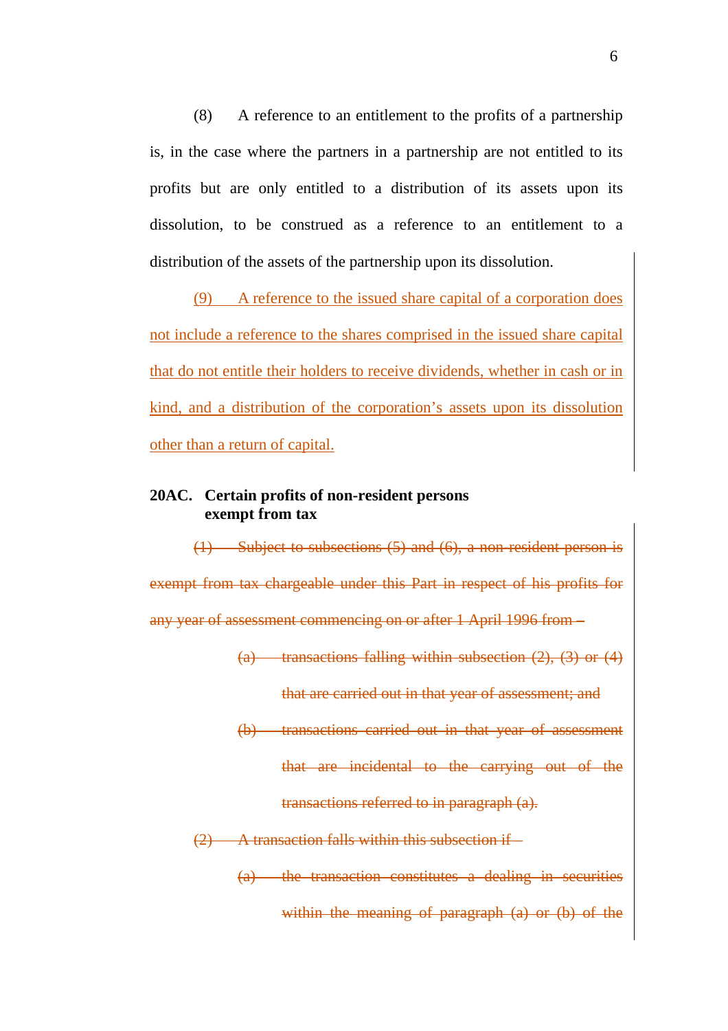(8) A reference to an entitlement to the profits of a partnership is, in the case where the partners in a partnership are not entitled to its profits but are only entitled to a distribution of its assets upon its dissolution, to be construed as a reference to an entitlement to a distribution of the assets of the partnership upon its dissolution.

<ins>(9) A reference to the issued share capital of a corporation does not include a reference to the shares comprised in the issued share capital that do not entitle their holders to receive dividends, whether in cash or in kind, and a distribution of the corporation's assets upon its dissolution other than a return of capital.</ins>

**20AC. Certain profits of non-resident persons exempt from tax**

~~(1) Subject to subsections (5) and (6), a non-resident person is exempt from tax chargeable under this Part in respect of his profits for any year of assessment commencing on or after 1 April 1996 from –~~

~~(a) transactions falling within subsection (2), (3) or (4) that are carried out in that year of assessment; and~~

~~(b) transactions carried out in that year of assessment that are incidental to the carrying out of the transactions referred to in paragraph (a).~~

~~(2) A transaction falls within this subsection if –~~

~~(a) the transaction constitutes a dealing in securities within the meaning of paragraph (a) or (b) of the~~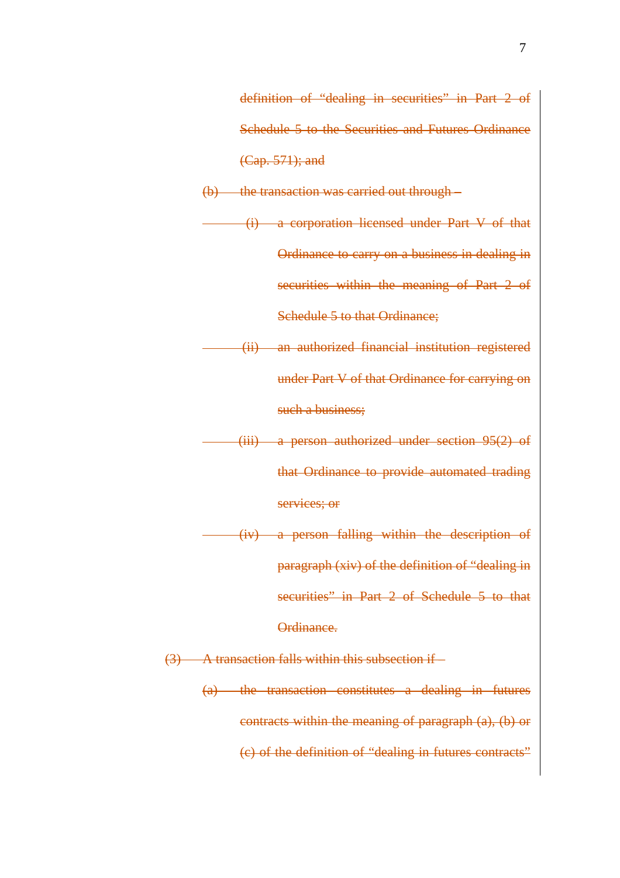~~definition of "dealing in securities" in Part 2 of Schedule 5 to the Securities and Futures Ordinance (Cap. 571); and~~

~~(b) the transaction was carried out through –~~

~~(i) a corporation licensed under Part V of that Ordinance to carry on a business in dealing in securities within the meaning of Part 2 of Schedule 5 to that Ordinance;~~

~~(ii) an authorized financial institution registered under Part V of that Ordinance for carrying on such a business;~~

~~(iii) a person authorized under section 95(2) of that Ordinance to provide automated trading services; or~~

~~(iv) a person falling within the description of paragraph (xiv) of the definition of "dealing in securities" in Part 2 of Schedule 5 to that Ordinance.~~

~~(3) A transaction falls within this subsection if –~~

~~(a) the transaction constitutes a dealing in futures contracts within the meaning of paragraph (a), (b) or (c) of the definition of "dealing in futures contracts"~~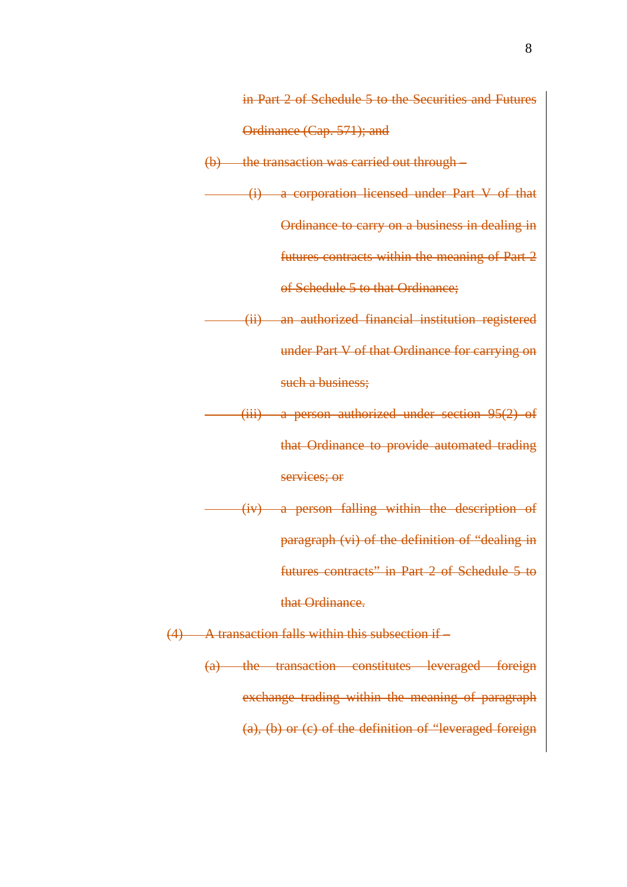in Part 2 of Schedule 5 to the Securities and Futures Ordinance (Cap. 571); and

(b) the transaction was carried out through –

  (i) a corporation licensed under Part V of that Ordinance to carry on a business in dealing in futures contracts within the meaning of Part 2 of Schedule 5 to that Ordinance;

  (ii) an authorized financial institution registered under Part V of that Ordinance for carrying on such a business;

  (iii) a person authorized under section 95(2) of that Ordinance to provide automated trading services; or

  (iv) a person falling within the description of paragraph (vi) of the definition of “dealing in futures contracts” in Part 2 of Schedule 5 to that Ordinance.

(4) A transaction falls within this subsection if –

(a) the transaction constitutes leveraged foreign exchange trading within the meaning of paragraph (a), (b) or (c) of the definition of “leveraged foreign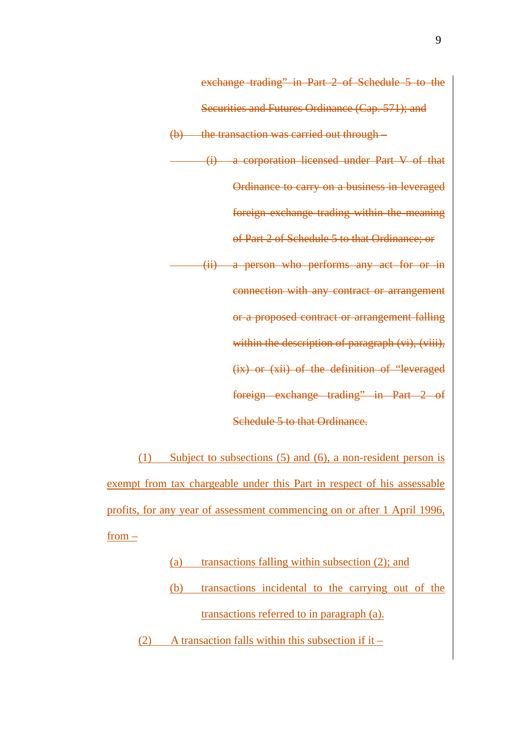~~exchange trading" in Part 2 of Schedule 5 to the Securities and Futures Ordinance (Cap. 571); and~~

~~(b) the transaction was carried out through –~~

~~(i) a corporation licensed under Part V of that Ordinance to carry on a business in leveraged foreign exchange trading within the meaning of Part 2 of Schedule 5 to that Ordinance; or~~

~~(ii) a person who performs any act for or in connection with any contract or arrangement or a proposed contract or arrangement falling within the description of paragraph (vi), (viii), (ix) or (xii) of the definition of "leveraged foreign exchange trading" in Part 2 of Schedule 5 to that Ordinance.~~

<u>(1) Subject to subsections (5) and (6), a non-resident person is exempt from tax chargeable under this Part in respect of his assessable profits, for any year of assessment commencing on or after 1 April 1996, from –</u>

<u>(a) transactions falling within subsection (2); and</u>

<u>(b) transactions incidental to the carrying out of the transactions referred to in paragraph (a).</u>

<u>(2) A transaction falls within this subsection if it –</u>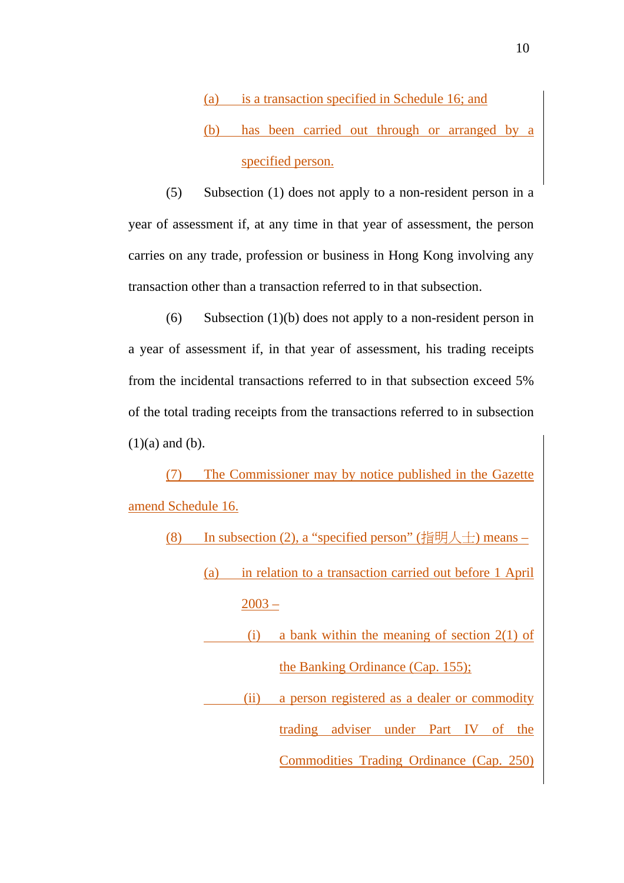(a) is a transaction specified in Schedule 16; and

(b) has been carried out through or arranged by a specified person.

(5) Subsection (1) does not apply to a non-resident person in a year of assessment if, at any time in that year of assessment, the person carries on any trade, profession or business in Hong Kong involving any transaction other than a transaction referred to in that subsection.

(6) Subsection (1)(b) does not apply to a non-resident person in a year of assessment if, in that year of assessment, his trading receipts from the incidental transactions referred to in that subsection exceed 5% of the total trading receipts from the transactions referred to in subsection (1)(a) and (b).

(7) The Commissioner may by notice published in the Gazette amend Schedule 16.

(8) In subsection (2), a “specified person” (指明人士) means –

(a) in relation to a transaction carried out before 1 April 2003 –

(i) a bank within the meaning of section 2(1) of the Banking Ordinance (Cap. 155);

(ii) a person registered as a dealer or commodity trading adviser under Part IV of the Commodities Trading Ordinance (Cap. 250)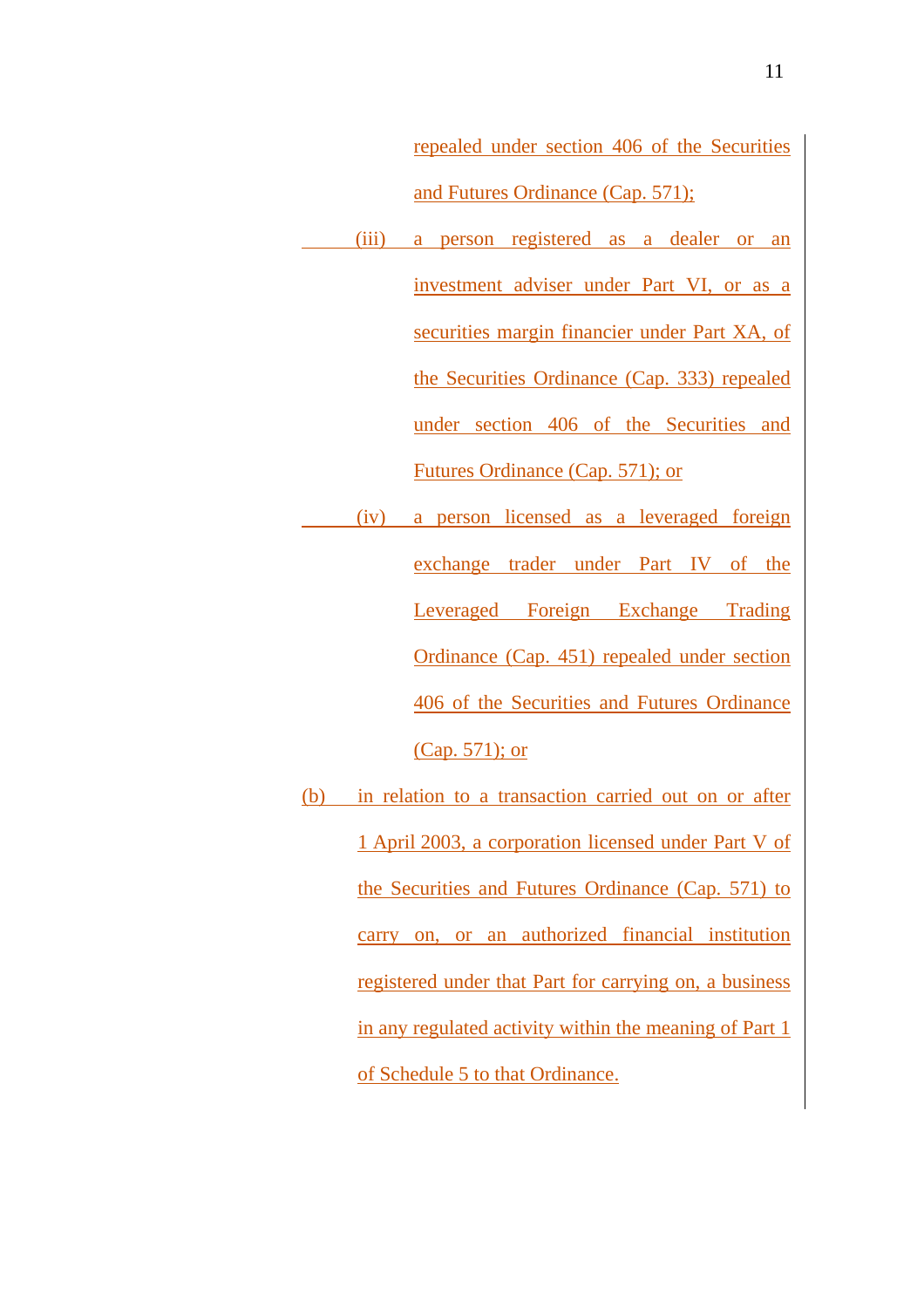repealed under section 406 of the Securities and Futures Ordinance (Cap. 571);

(iii) a person registered as a dealer or an investment adviser under Part VI, or as a securities margin financier under Part XA, of the Securities Ordinance (Cap. 333) repealed under section 406 of the Securities and Futures Ordinance (Cap. 571); or

(iv) a person licensed as a leveraged foreign exchange trader under Part IV of the Leveraged Foreign Exchange Trading Ordinance (Cap. 451) repealed under section 406 of the Securities and Futures Ordinance (Cap. 571); or

(b) in relation to a transaction carried out on or after 1 April 2003, a corporation licensed under Part V of the Securities and Futures Ordinance (Cap. 571) to carry on, or an authorized financial institution registered under that Part for carrying on, a business in any regulated activity within the meaning of Part 1 of Schedule 5 to that Ordinance.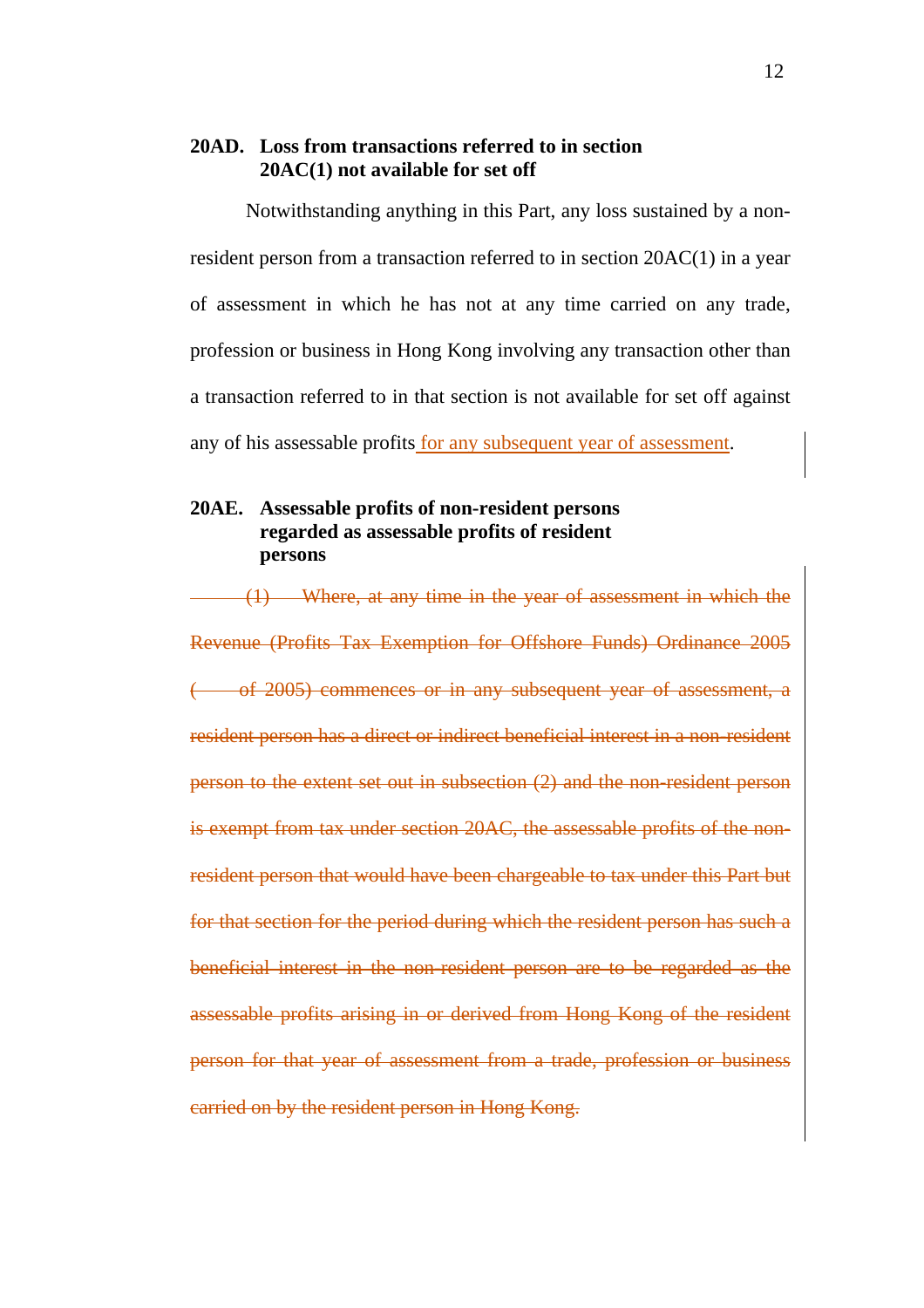**20AD. Loss from transactions referred to in section 20AC(1) not available for set off**

Notwithstanding anything in this Part, any loss sustained by a non-resident person from a transaction referred to in section 20AC(1) in a year of assessment in which he has not at any time carried on any trade, profession or business in Hong Kong involving any transaction other than a transaction referred to in that section is not available for set off against any of his assessable profits <u>for any subsequent year of assessment</u>.

**20AE. Assessable profits of non-resident persons regarded as assessable profits of resident persons**

~~(1) Where, at any time in the year of assessment in which the Revenue (Profits Tax Exemption for Offshore Funds) Ordinance 2005 ( of 2005) commences or in any subsequent year of assessment, a resident person has a direct or indirect beneficial interest in a non-resident person to the extent set out in subsection (2) and the non-resident person is exempt from tax under section 20AC, the assessable profits of the non-resident person that would have been chargeable to tax under this Part but for that section for the period during which the resident person has such a beneficial interest in the non-resident person are to be regarded as the assessable profits arising in or derived from Hong Kong of the resident person for that year of assessment from a trade, profession or business carried on by the resident person in Hong Kong.~~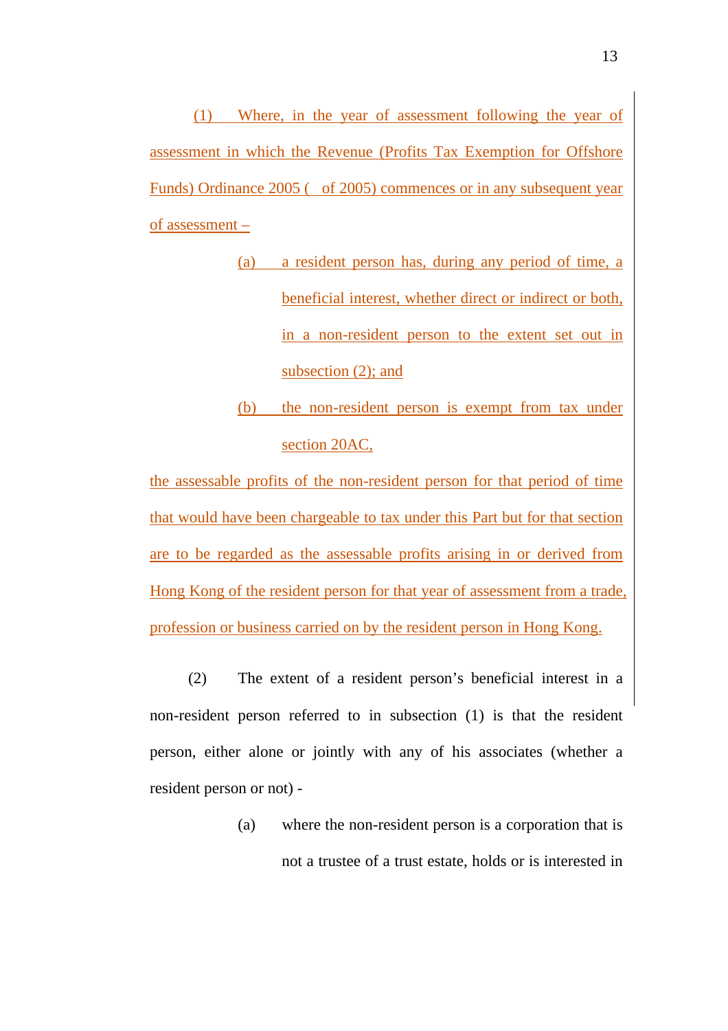(1) Where, in the year of assessment following the year of assessment in which the Revenue (Profits Tax Exemption for Offshore Funds) Ordinance 2005 (   of 2005) commences or in any subsequent year of assessment –

(a) a resident person has, during any period of time, a beneficial interest, whether direct or indirect or both, in a non-resident person to the extent set out in subsection (2); and

(b) the non-resident person is exempt from tax under section 20AC,

the assessable profits of the non-resident person for that period of time that would have been chargeable to tax under this Part but for that section are to be regarded as the assessable profits arising in or derived from Hong Kong of the resident person for that year of assessment from a trade, profession or business carried on by the resident person in Hong Kong.

(2) The extent of a resident person's beneficial interest in a non-resident person referred to in subsection (1) is that the resident person, either alone or jointly with any of his associates (whether a resident person or not) -

(a) where the non-resident person is a corporation that is not a trustee of a trust estate, holds or is interested in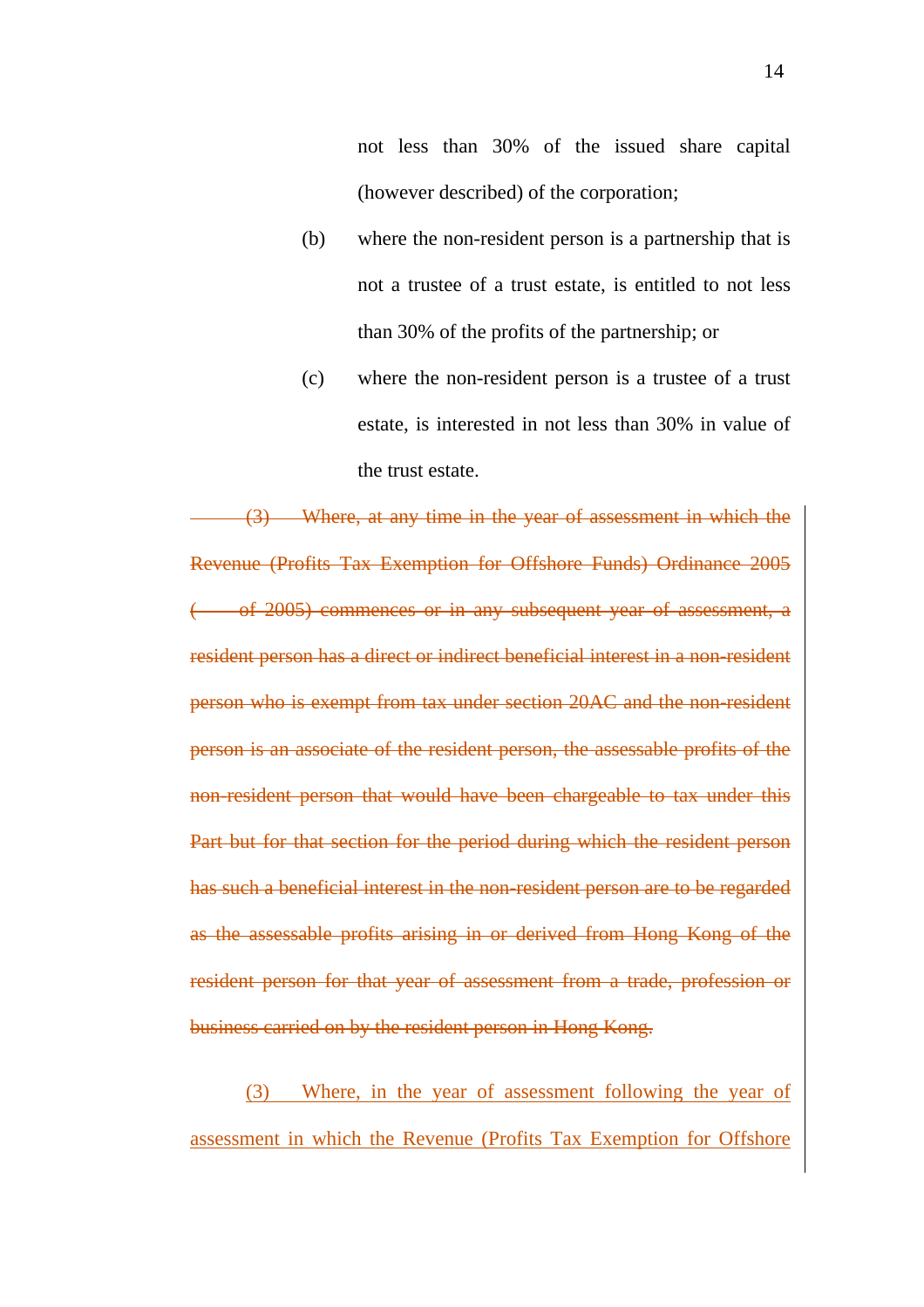not less than 30% of the issued share capital (however described) of the corporation;

(b) where the non-resident person is a partnership that is not a trustee of a trust estate, is entitled to not less than 30% of the profits of the partnership; or

(c) where the non-resident person is a trustee of a trust estate, is interested in not less than 30% in value of the trust estate.

~~(3) Where, at any time in the year of assessment in which the Revenue (Profits Tax Exemption for Offshore Funds) Ordinance 2005 (     of 2005) commences or in any subsequent year of assessment, a resident person has a direct or indirect beneficial interest in a non-resident person who is exempt from tax under section 20AC and the non-resident person is an associate of the resident person, the assessable profits of the non-resident person that would have been chargeable to tax under this Part but for that section for the period during which the resident person has such a beneficial interest in the non-resident person are to be regarded as the assessable profits arising in or derived from Hong Kong of the resident person for that year of assessment from a trade, profession or business carried on by the resident person in Hong Kong.~~

<u>(3) Where, in the year of assessment following the year of assessment in which the Revenue (Profits Tax Exemption for Offshore</u>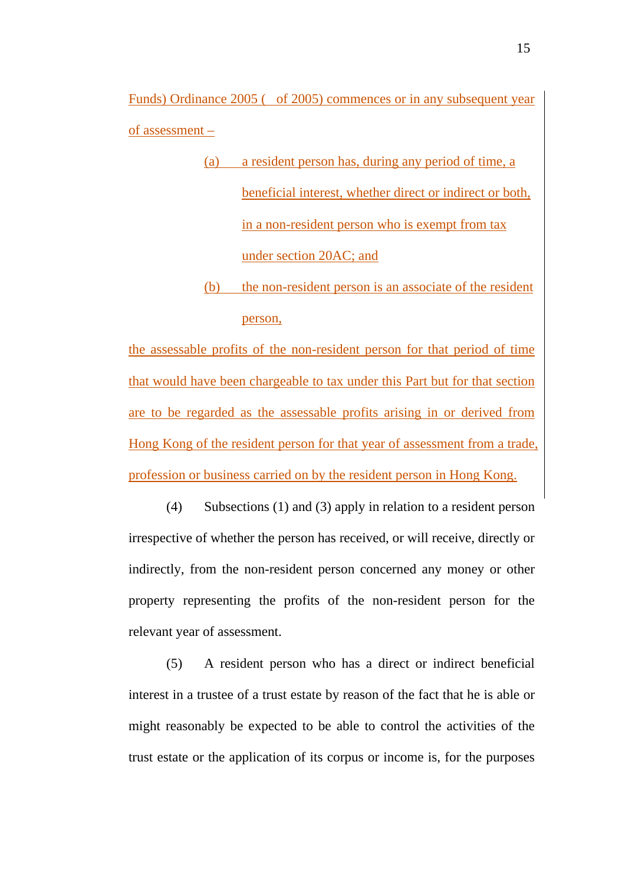Funds) Ordinance 2005 (   of 2005) commences or in any subsequent year of assessment –

(a) a resident person has, during any period of time, a beneficial interest, whether direct or indirect or both, in a non-resident person who is exempt from tax under section 20AC; and

(b) the non-resident person is an associate of the resident person,

the assessable profits of the non-resident person for that period of time that would have been chargeable to tax under this Part but for that section are to be regarded as the assessable profits arising in or derived from Hong Kong of the resident person for that year of assessment from a trade, profession or business carried on by the resident person in Hong Kong.

(4) Subsections (1) and (3) apply in relation to a resident person irrespective of whether the person has received, or will receive, directly or indirectly, from the non-resident person concerned any money or other property representing the profits of the non-resident person for the relevant year of assessment.

(5) A resident person who has a direct or indirect beneficial interest in a trustee of a trust estate by reason of the fact that he is able or might reasonably be expected to be able to control the activities of the trust estate or the application of its corpus or income is, for the purposes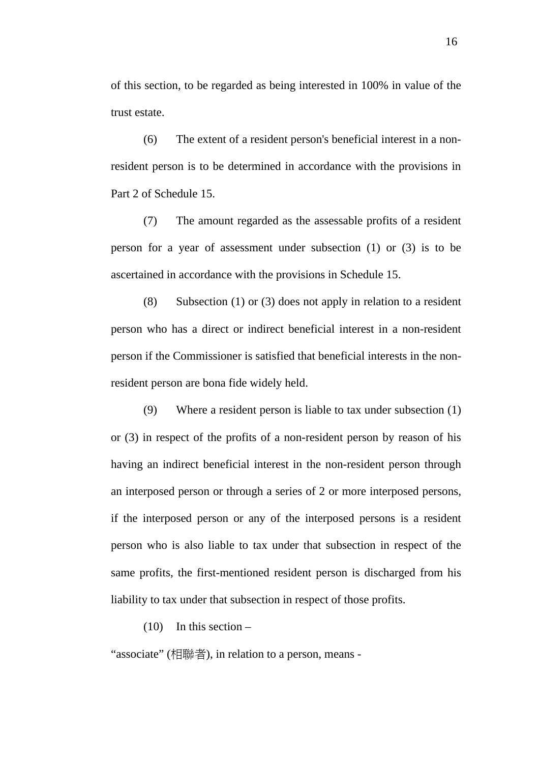of this section, to be regarded as being interested in 100% in value of the trust estate.

(6) The extent of a resident person's beneficial interest in a non-resident person is to be determined in accordance with the provisions in Part 2 of Schedule 15.

(7) The amount regarded as the assessable profits of a resident person for a year of assessment under subsection (1) or (3) is to be ascertained in accordance with the provisions in Schedule 15.

(8) Subsection (1) or (3) does not apply in relation to a resident person who has a direct or indirect beneficial interest in a non-resident person if the Commissioner is satisfied that beneficial interests in the non-resident person are bona fide widely held.

(9) Where a resident person is liable to tax under subsection (1) or (3) in respect of the profits of a non-resident person by reason of his having an indirect beneficial interest in the non-resident person through an interposed person or through a series of 2 or more interposed persons, if the interposed person or any of the interposed persons is a resident person who is also liable to tax under that subsection in respect of the same profits, the first-mentioned resident person is discharged from his liability to tax under that subsection in respect of those profits.

(10) In this section –

“associate” (相聯者), in relation to a person, means -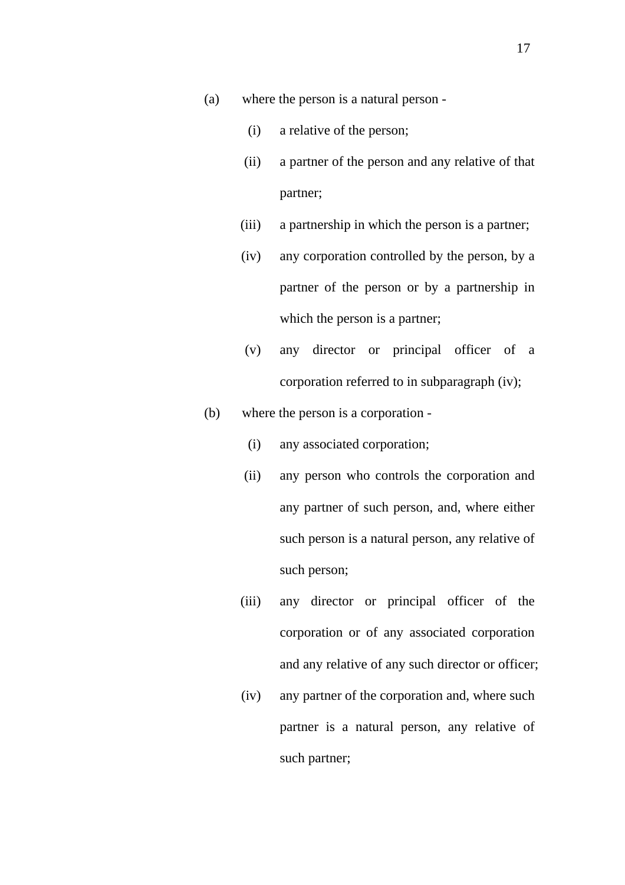(a) where the person is a natural person -

  (i) a relative of the person;

  (ii) a partner of the person and any relative of that partner;

  (iii) a partnership in which the person is a partner;

  (iv) any corporation controlled by the person, by a partner of the person or by a partnership in which the person is a partner;

  (v) any director or principal officer of a corporation referred to in subparagraph (iv);

(b) where the person is a corporation -

  (i) any associated corporation;

  (ii) any person who controls the corporation and any partner of such person, and, where either such person is a natural person, any relative of such person;

  (iii) any director or principal officer of the corporation or of any associated corporation and any relative of any such director or officer;

  (iv) any partner of the corporation and, where such partner is a natural person, any relative of such partner;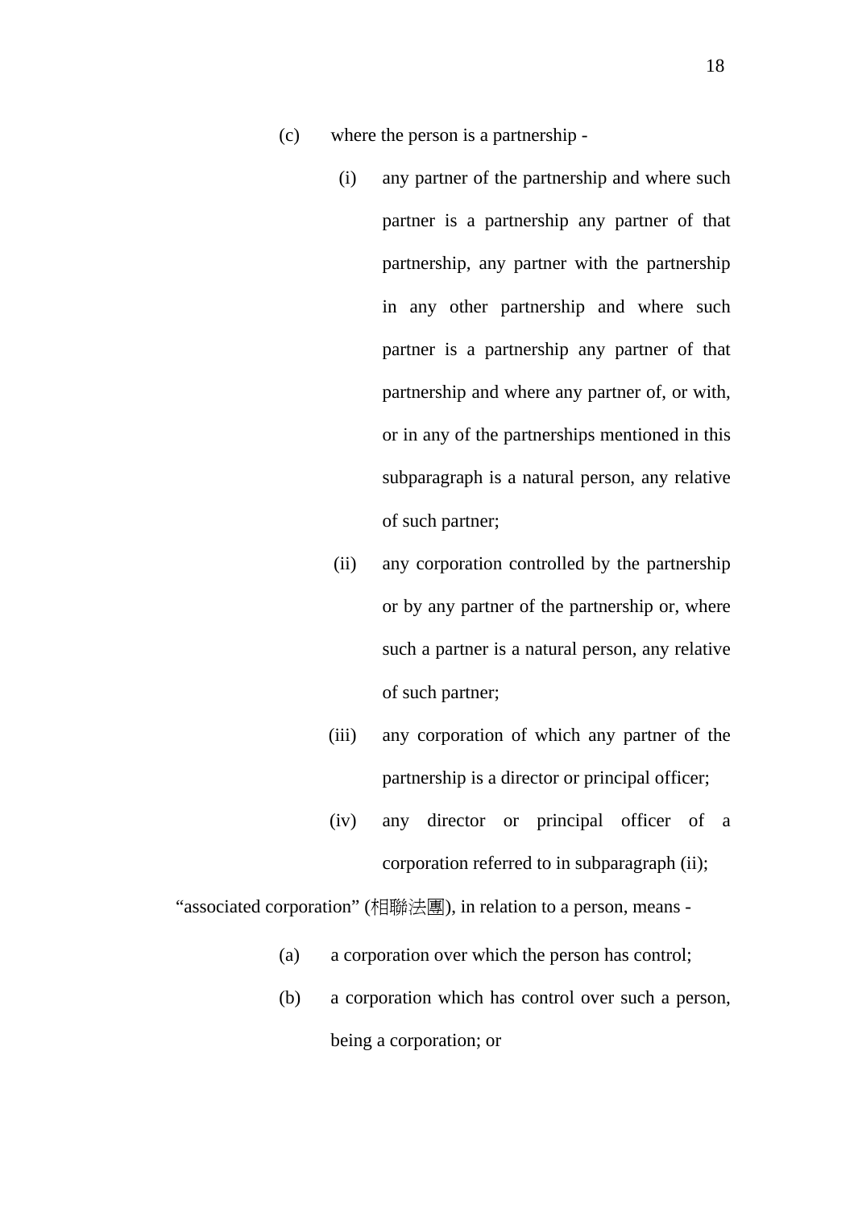(c) where the person is a partnership -

  (i) any partner of the partnership and where such partner is a partnership any partner of that partnership, any partner with the partnership in any other partnership and where such partner is a partnership any partner of that partnership and where any partner of, or with, or in any of the partnerships mentioned in this subparagraph is a natural person, any relative of such partner;

  (ii) any corporation controlled by the partnership or by any partner of the partnership or, where such a partner is a natural person, any relative of such partner;

  (iii) any corporation of which any partner of the partnership is a director or principal officer;

  (iv) any director or principal officer of a corporation referred to in subparagraph (ii);

“associated corporation” (相聯法團), in relation to a person, means -

(a) a corporation over which the person has control;

(b) a corporation which has control over such a person, being a corporation; or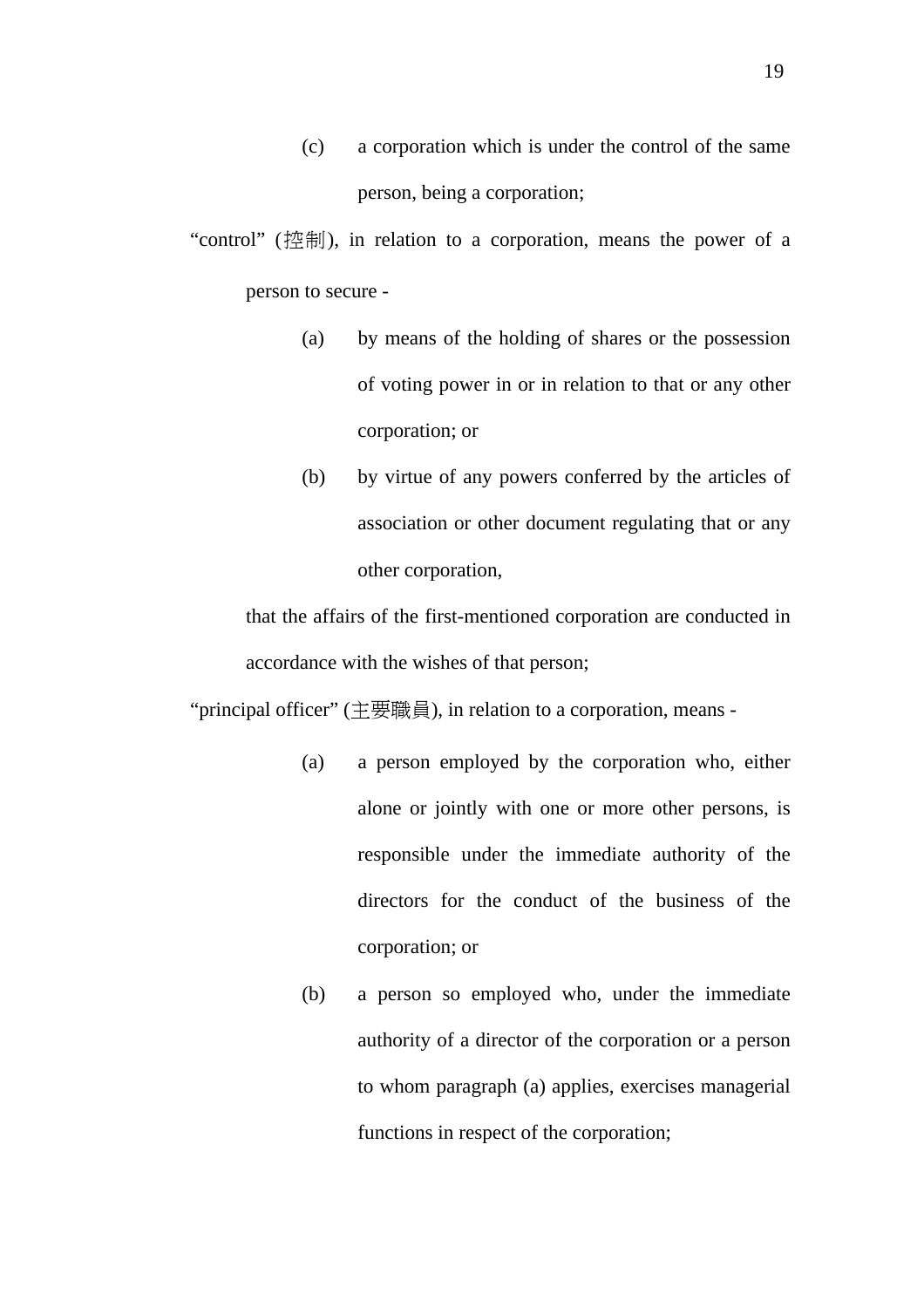(c) a corporation which is under the control of the same person, being a corporation;

"control" (控制), in relation to a corporation, means the power of a person to secure -

(a) by means of the holding of shares or the possession of voting power in or in relation to that or any other corporation; or

(b) by virtue of any powers conferred by the articles of association or other document regulating that or any other corporation,

that the affairs of the first-mentioned corporation are conducted in accordance with the wishes of that person;

"principal officer" (主要職員), in relation to a corporation, means -

(a) a person employed by the corporation who, either alone or jointly with one or more other persons, is responsible under the immediate authority of the directors for the conduct of the business of the corporation; or

(b) a person so employed who, under the immediate authority of a director of the corporation or a person to whom paragraph (a) applies, exercises managerial functions in respect of the corporation;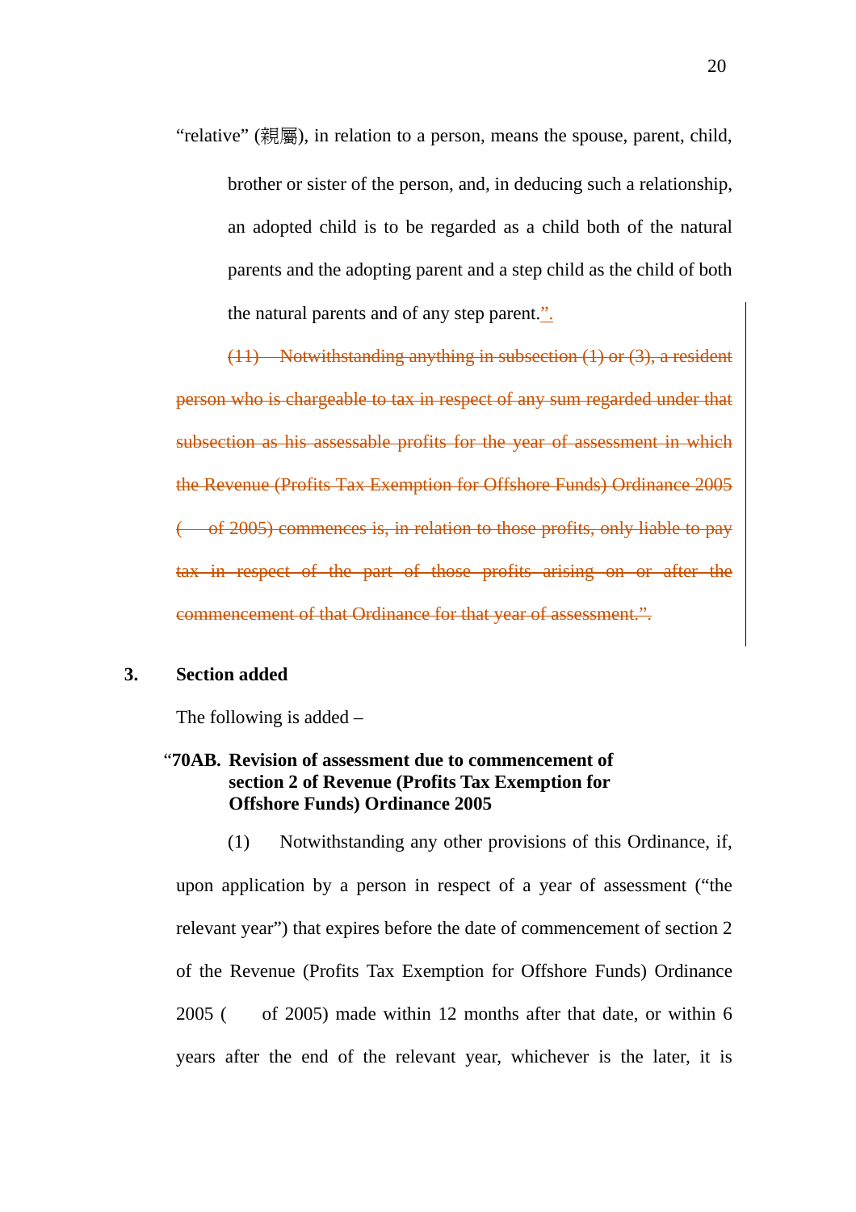"relative" (親屬), in relation to a person, means the spouse, parent, child, brother or sister of the person, and, in deducing such a relationship, an adopted child is to be regarded as a child both of the natural parents and the adopting parent and a step child as the child of both the natural parents and of any step parent.".

~~(11) Notwithstanding anything in subsection (1) or (3), a resident person who is chargeable to tax in respect of any sum regarded under that subsection as his assessable profits for the year of assessment in which the Revenue (Profits Tax Exemption for Offshore Funds) Ordinance 2005 (   of 2005) commences is, in relation to those profits, only liable to pay tax in respect of the part of those profits arising on or after the commencement of that Ordinance for that year of assessment.".~~

**3. Section added**

The following is added –

**"70AB. Revision of assessment due to commencement of section 2 of Revenue (Profits Tax Exemption for Offshore Funds) Ordinance 2005**

(1) Notwithstanding any other provisions of this Ordinance, if, upon application by a person in respect of a year of assessment ("the relevant year") that expires before the date of commencement of section 2 of the Revenue (Profits Tax Exemption for Offshore Funds) Ordinance 2005 (   of 2005) made within 12 months after that date, or within 6 years after the end of the relevant year, whichever is the later, it is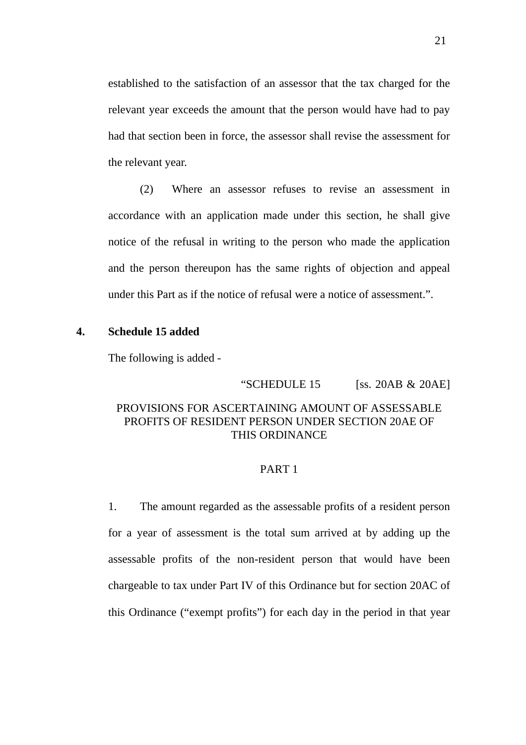established to the satisfaction of an assessor that the tax charged for the relevant year exceeds the amount that the person would have had to pay had that section been in force, the assessor shall revise the assessment for the relevant year.

(2) Where an assessor refuses to revise an assessment in accordance with an application made under this section, he shall give notice of the refusal in writing to the person who made the application and the person thereupon has the same rights of objection and appeal under this Part as if the notice of refusal were a notice of assessment.".

**4. Schedule 15 added**

The following is added -

"SCHEDULE 15 [ss. 20AB & 20AE]

PROVISIONS FOR ASCERTAINING AMOUNT OF ASSESSABLE PROFITS OF RESIDENT PERSON UNDER SECTION 20AE OF THIS ORDINANCE

PART 1

1. The amount regarded as the assessable profits of a resident person for a year of assessment is the total sum arrived at by adding up the assessable profits of the non-resident person that would have been chargeable to tax under Part IV of this Ordinance but for section 20AC of this Ordinance ("exempt profits") for each day in the period in that year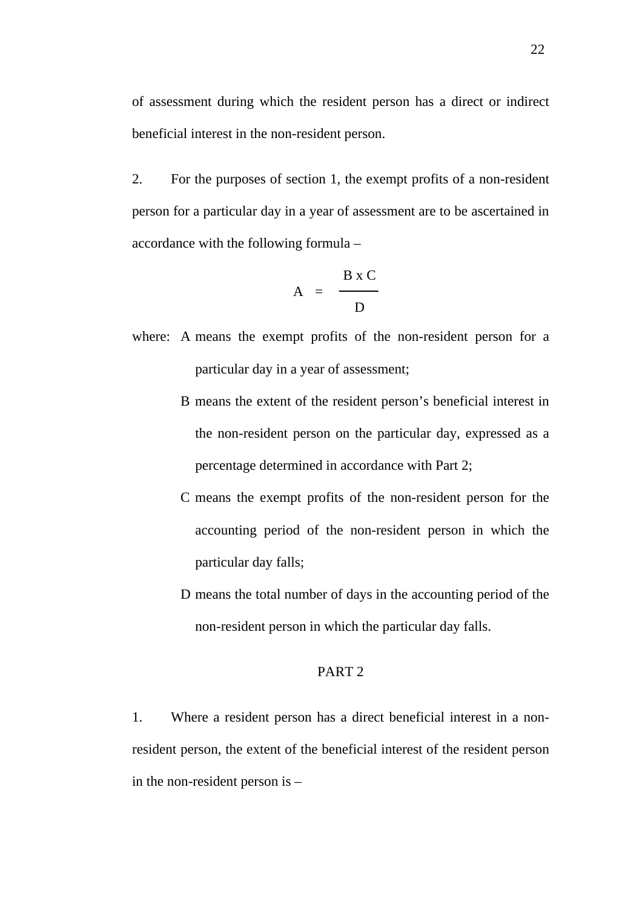of assessment during which the resident person has a direct or indirect beneficial interest in the non-resident person.

2. For the purposes of section 1, the exempt profits of a non-resident person for a particular day in a year of assessment are to be ascertained in accordance with the following formula –

$$A = \frac{B \times C}{D}$$

where: A means the exempt profits of the non-resident person for a particular day in a year of assessment;

B means the extent of the resident person's beneficial interest in the non-resident person on the particular day, expressed as a percentage determined in accordance with Part 2;

C means the exempt profits of the non-resident person for the accounting period of the non-resident person in which the particular day falls;

D means the total number of days in the accounting period of the non-resident person in which the particular day falls.

## PART 2

1. Where a resident person has a direct beneficial interest in a non-resident person, the extent of the beneficial interest of the resident person in the non-resident person is –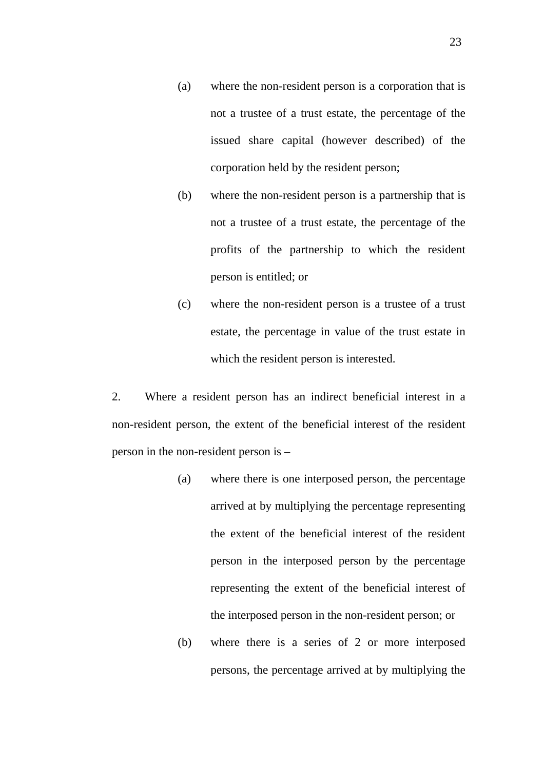(a) where the non-resident person is a corporation that is not a trustee of a trust estate, the percentage of the issued share capital (however described) of the corporation held by the resident person;

(b) where the non-resident person is a partnership that is not a trustee of a trust estate, the percentage of the profits of the partnership to which the resident person is entitled; or

(c) where the non-resident person is a trustee of a trust estate, the percentage in value of the trust estate in which the resident person is interested.

2. Where a resident person has an indirect beneficial interest in a non-resident person, the extent of the beneficial interest of the resident person in the non-resident person is –

(a) where there is one interposed person, the percentage arrived at by multiplying the percentage representing the extent of the beneficial interest of the resident person in the interposed person by the percentage representing the extent of the beneficial interest of the interposed person in the non-resident person; or

(b) where there is a series of 2 or more interposed persons, the percentage arrived at by multiplying the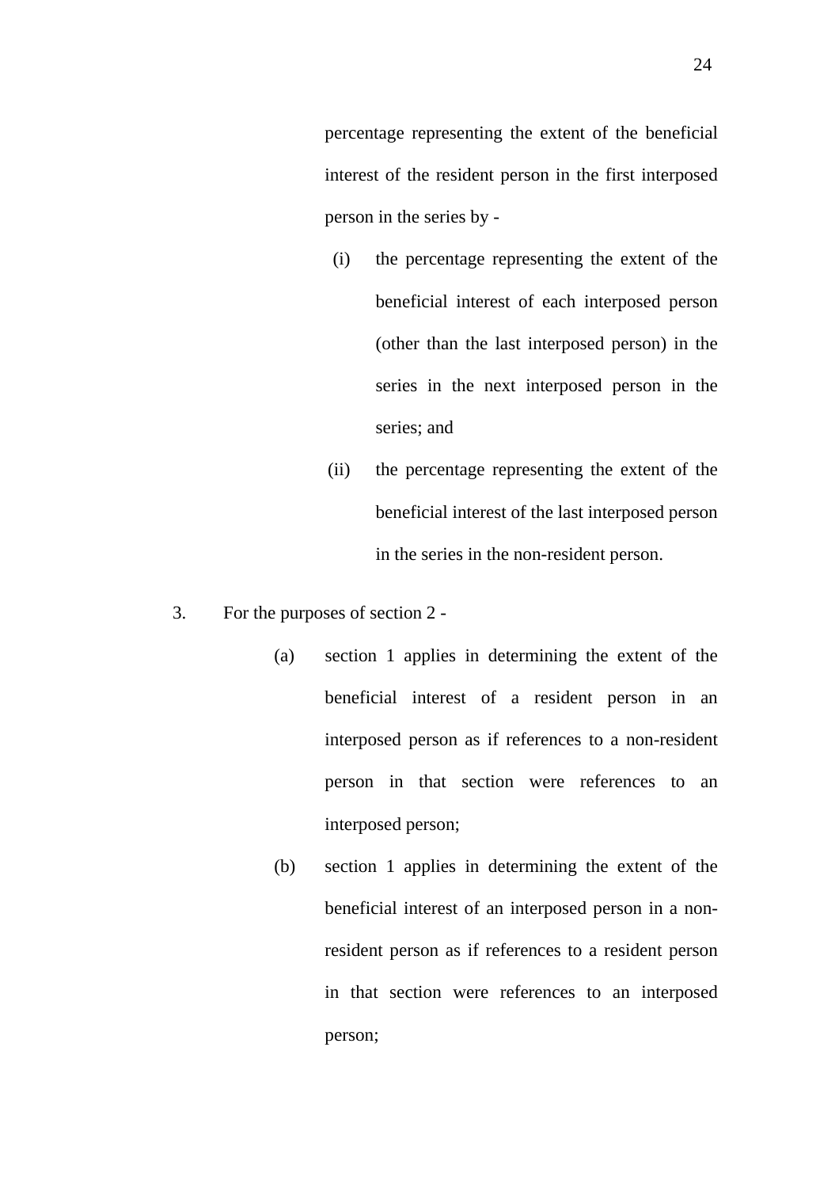percentage representing the extent of the beneficial interest of the resident person in the first interposed person in the series by -

(i) the percentage representing the extent of the beneficial interest of each interposed person (other than the last interposed person) in the series in the next interposed person in the series; and

(ii) the percentage representing the extent of the beneficial interest of the last interposed person in the series in the non-resident person.

3. For the purposes of section 2 -

(a) section 1 applies in determining the extent of the beneficial interest of a resident person in an interposed person as if references to a non-resident person in that section were references to an interposed person;

(b) section 1 applies in determining the extent of the beneficial interest of an interposed person in a non-resident person as if references to a resident person in that section were references to an interposed person;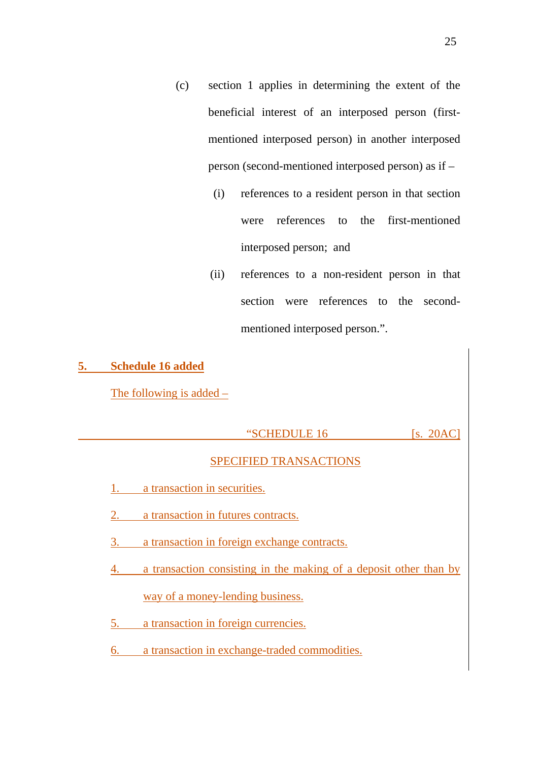(c) section 1 applies in determining the extent of the beneficial interest of an interposed person (first-mentioned interposed person) in another interposed person (second-mentioned interposed person) as if –

   (i) references to a resident person in that section were references to the first-mentioned interposed person; and

   (ii) references to a non-resident person in that section were references to the second-mentioned interposed person.”.

**5. Schedule 16 added**

The following is added –

“SCHEDULE 16 [s. 20AC]

SPECIFIED TRANSACTIONS

1. a transaction in securities.
2. a transaction in futures contracts.
3. a transaction in foreign exchange contracts.
4. a transaction consisting in the making of a deposit other than by way of a money-lending business.
5. a transaction in foreign currencies.
6. a transaction in exchange-traded commodities.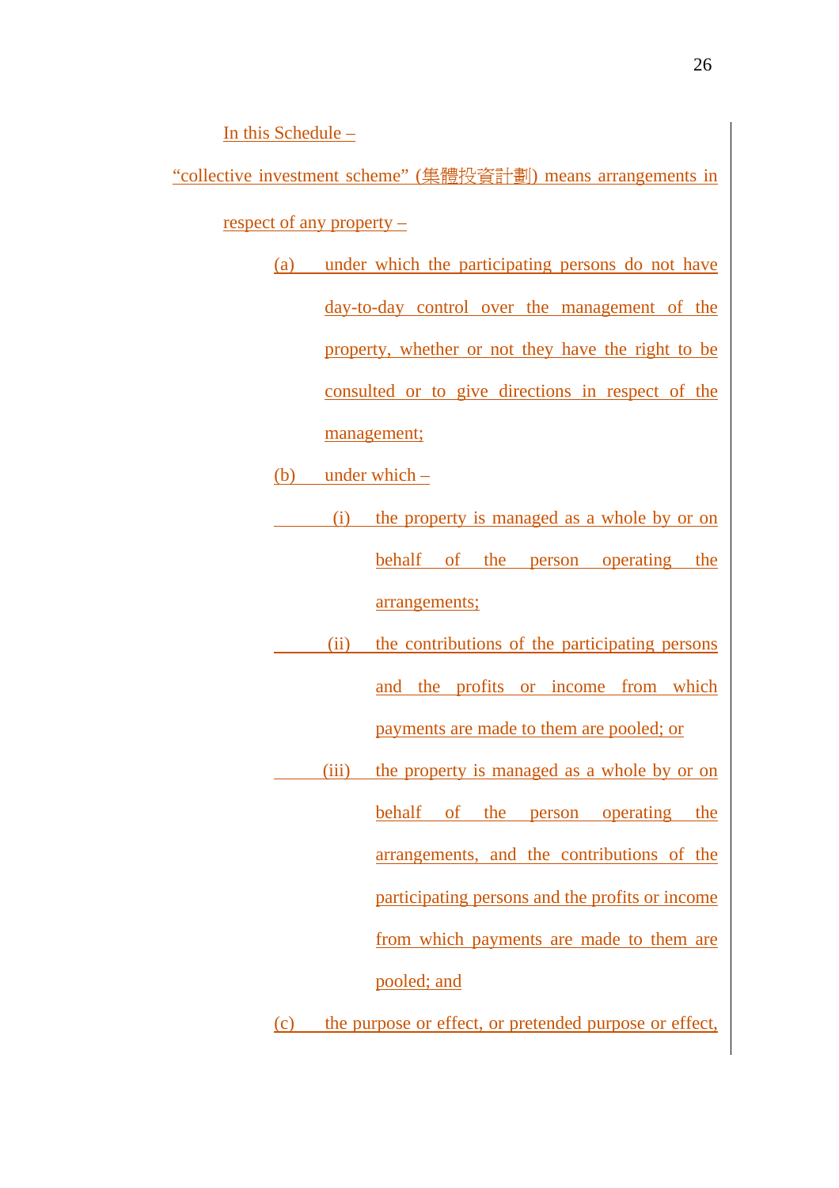In this Schedule –

"collective investment scheme" (集體投資計劃) means arrangements in respect of any property –

(a) under which the participating persons do not have day-to-day control over the management of the property, whether or not they have the right to be consulted or to give directions in respect of the management;

(b) under which –

  (i) the property is managed as a whole by or on behalf of the person operating the arrangements;

  (ii) the contributions of the participating persons and the profits or income from which payments are made to them are pooled; or

  (iii) the property is managed as a whole by or on behalf of the person operating the arrangements, and the contributions of the participating persons and the profits or income from which payments are made to them are pooled; and

(c) the purpose or effect, or pretended purpose or effect,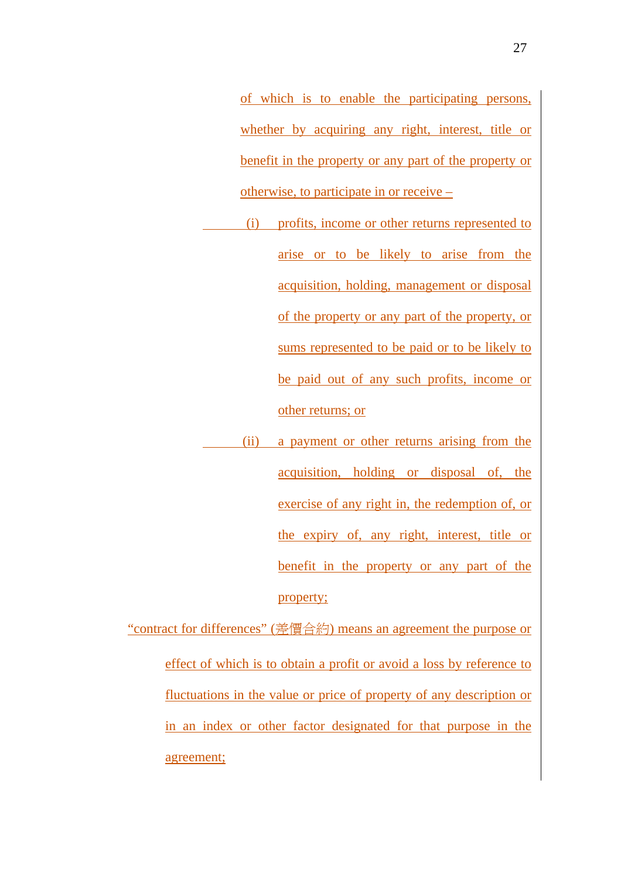of which is to enable the participating persons, whether by acquiring any right, interest, title or benefit in the property or any part of the property or otherwise, to participate in or receive –

(i) profits, income or other returns represented to arise or to be likely to arise from the acquisition, holding, management or disposal of the property or any part of the property, or sums represented to be paid or to be likely to be paid out of any such profits, income or other returns; or

(ii) a payment or other returns arising from the acquisition, holding or disposal of, the exercise of any right in, the redemption of, or the expiry of, any right, interest, title or benefit in the property or any part of the property;

"contract for differences" (差價合約) means an agreement the purpose or effect of which is to obtain a profit or avoid a loss by reference to fluctuations in the value or price of property of any description or in an index or other factor designated for that purpose in the agreement;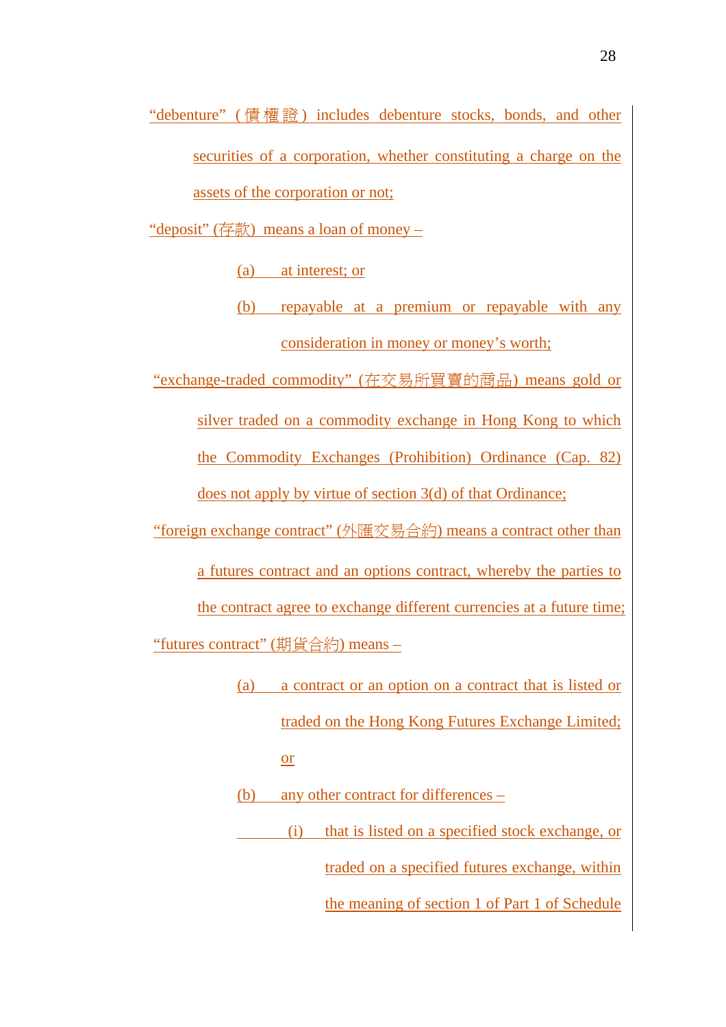"debenture" (債權證) includes debenture stocks, bonds, and other securities of a corporation, whether constituting a charge on the assets of the corporation or not;

"deposit" (存款) means a loan of money –

(a) at interest; or

(b) repayable at a premium or repayable with any consideration in money or money's worth;

"exchange-traded commodity" (在交易所買賣的商品) means gold or silver traded on a commodity exchange in Hong Kong to which the Commodity Exchanges (Prohibition) Ordinance (Cap. 82) does not apply by virtue of section 3(d) of that Ordinance;

"foreign exchange contract" (外匯交易合約) means a contract other than a futures contract and an options contract, whereby the parties to the contract agree to exchange different currencies at a future time;

"futures contract" (期貨合約) means –

(a) a contract or an option on a contract that is listed or traded on the Hong Kong Futures Exchange Limited; or

(b) any other contract for differences –

(i) that is listed on a specified stock exchange, or traded on a specified futures exchange, within the meaning of section 1 of Part 1 of Schedule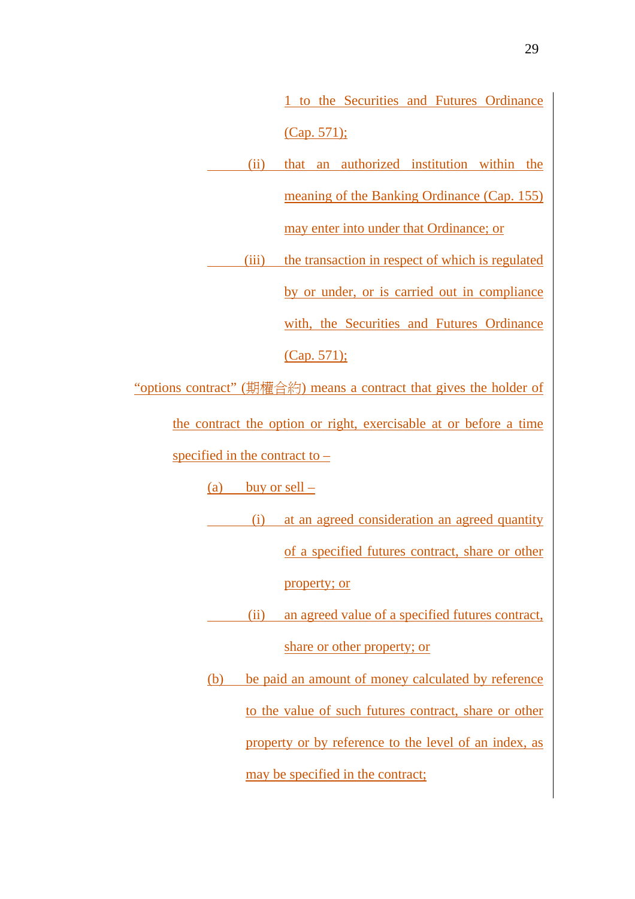1 to the Securities and Futures Ordinance (Cap. 571);

(ii) that an authorized institution within the meaning of the Banking Ordinance (Cap. 155) may enter into under that Ordinance; or

(iii) the transaction in respect of which is regulated by or under, or is carried out in compliance with, the Securities and Futures Ordinance (Cap. 571);

"options contract" (期權合約) means a contract that gives the holder of the contract the option or right, exercisable at or before a time specified in the contract to –

(a) buy or sell –

(i) at an agreed consideration an agreed quantity of a specified futures contract, share or other property; or

(ii) an agreed value of a specified futures contract, share or other property; or

(b) be paid an amount of money calculated by reference to the value of such futures contract, share or other property or by reference to the level of an index, as may be specified in the contract;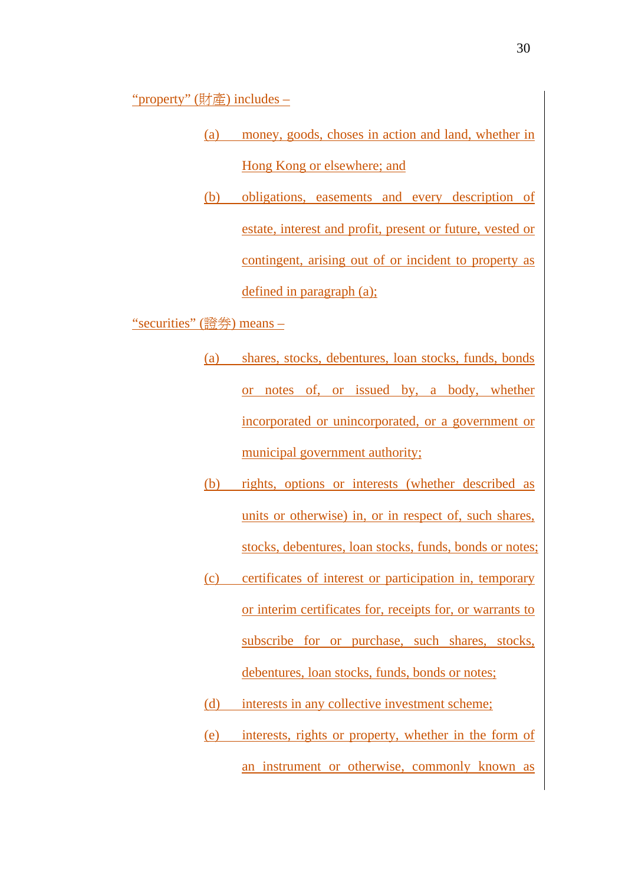"property" (財產) includes –

(a) money, goods, choses in action and land, whether in Hong Kong or elsewhere; and

(b) obligations, easements and every description of estate, interest and profit, present or future, vested or contingent, arising out of or incident to property as defined in paragraph (a);

"securities" (證券) means –

(a) shares, stocks, debentures, loan stocks, funds, bonds or notes of, or issued by, a body, whether incorporated or unincorporated, or a government or municipal government authority;

(b) rights, options or interests (whether described as units or otherwise) in, or in respect of, such shares, stocks, debentures, loan stocks, funds, bonds or notes;

(c) certificates of interest or participation in, temporary or interim certificates for, receipts for, or warrants to subscribe for or purchase, such shares, stocks, debentures, loan stocks, funds, bonds or notes;

(d) interests in any collective investment scheme;

(e) interests, rights or property, whether in the form of an instrument or otherwise, commonly known as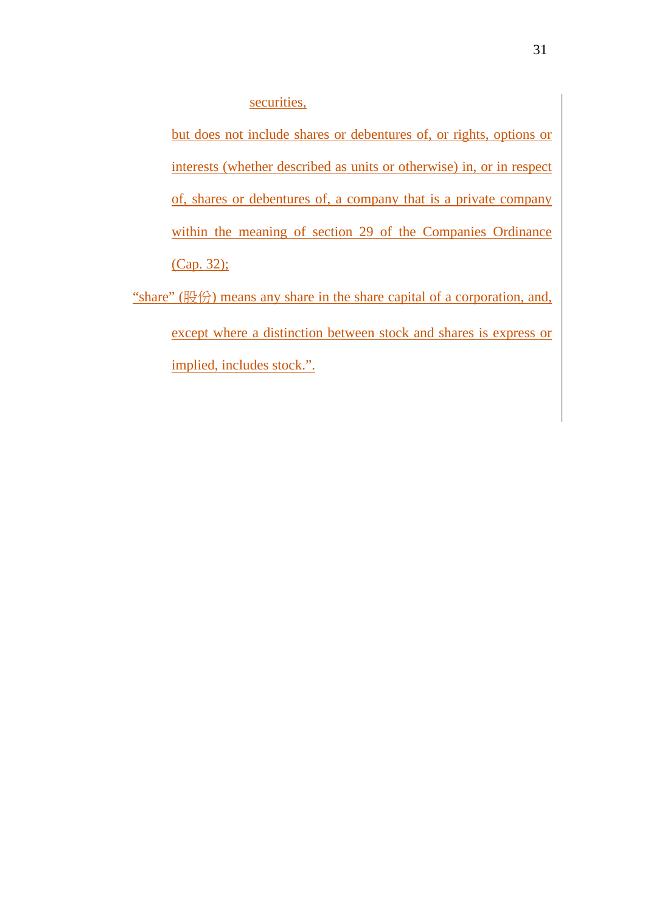securities,

but does not include shares or debentures of, or rights, options or interests (whether described as units or otherwise) in, or in respect of, shares or debentures of, a company that is a private company within the meaning of section 29 of the Companies Ordinance (Cap. 32);

"share" (股份) means any share in the share capital of a corporation, and, except where a distinction between stock and shares is express or implied, includes stock.".